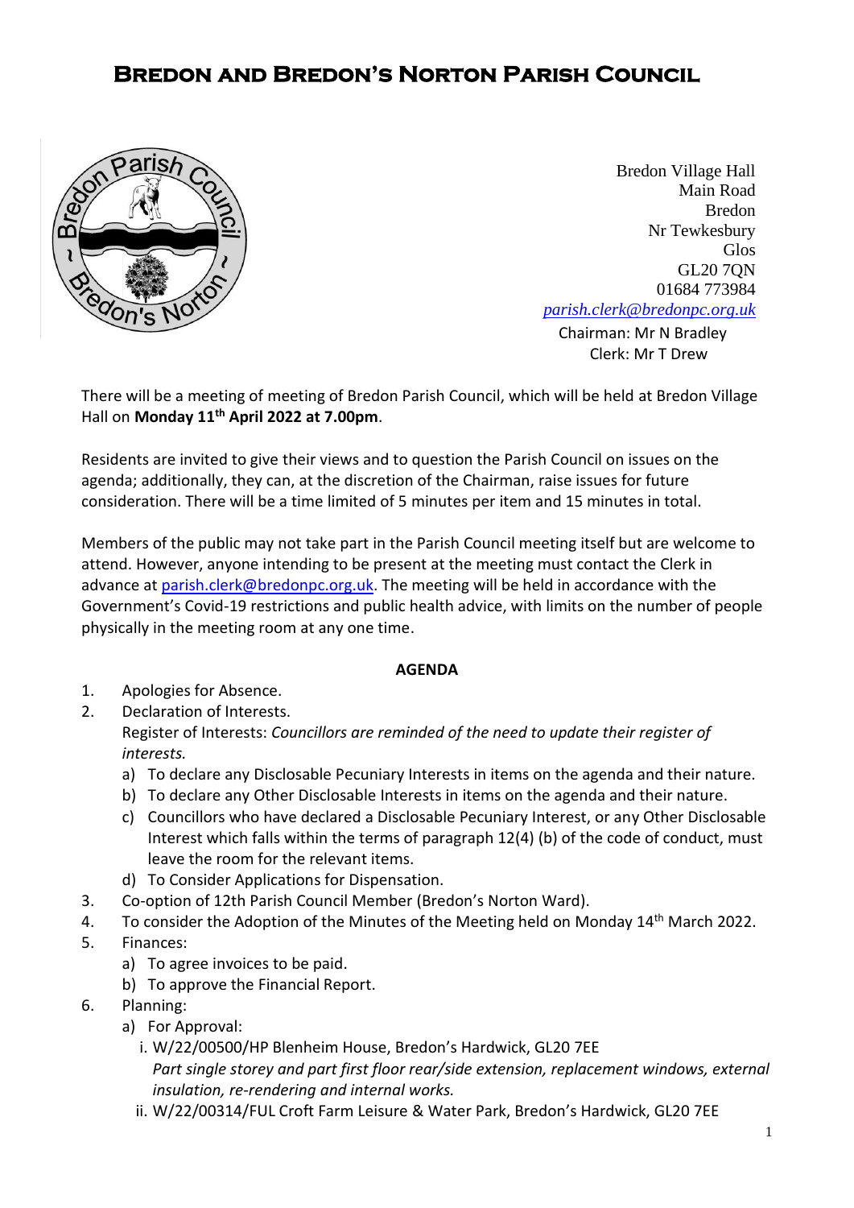# Bredon and Bredon's Norton Parish Council

Bredon Village Hall
Main Road
Bredon
Nr Tewkesbury
Glos
GL20 7QN
01684 773984
parish.clerk@bredonpc.org.uk

Chairman: Mr N Bradley
Clerk: Mr T Drew

There will be a meeting of meeting of Bredon Parish Council, which will be held at Bredon Village Hall on **Monday 11th April 2022 at 7.00pm**.

Residents are invited to give their views and to question the Parish Council on issues on the agenda; additionally, they can, at the discretion of the Chairman, raise issues for future consideration. There will be a time limited of 5 minutes per item and 15 minutes in total.

Members of the public may not take part in the Parish Council meeting itself but are welcome to attend. However, anyone intending to be present at the meeting must contact the Clerk in advance at parish.clerk@bredonpc.org.uk. The meeting will be held in accordance with the Government's Covid-19 restrictions and public health advice, with limits on the number of people physically in the meeting room at any one time.

**AGENDA**

1. Apologies for Absence.
2. Declaration of Interests.
   Register of Interests: *Councillors are reminded of the need to update their register of interests.*
   a) To declare any Disclosable Pecuniary Interests in items on the agenda and their nature.
   b) To declare any Other Disclosable Interests in items on the agenda and their nature.
   c) Councillors who have declared a Disclosable Pecuniary Interest, or any Other Disclosable Interest which falls within the terms of paragraph 12(4) (b) of the code of conduct, must leave the room for the relevant items.
   d) To Consider Applications for Dispensation.
3. Co-option of 12th Parish Council Member (Bredon's Norton Ward).
4. To consider the Adoption of the Minutes of the Meeting held on Monday 14th March 2022.
5. Finances:
   a) To agree invoices to be paid.
   b) To approve the Financial Report.
6. Planning:
   a) For Approval:
      i. W/22/00500/HP Blenheim House, Bredon's Hardwick, GL20 7EE
      *Part single storey and part first floor rear/side extension, replacement windows, external insulation, re-rendering and internal works.*
      ii. W/22/00314/FUL Croft Farm Leisure & Water Park, Bredon's Hardwick, GL20 7EE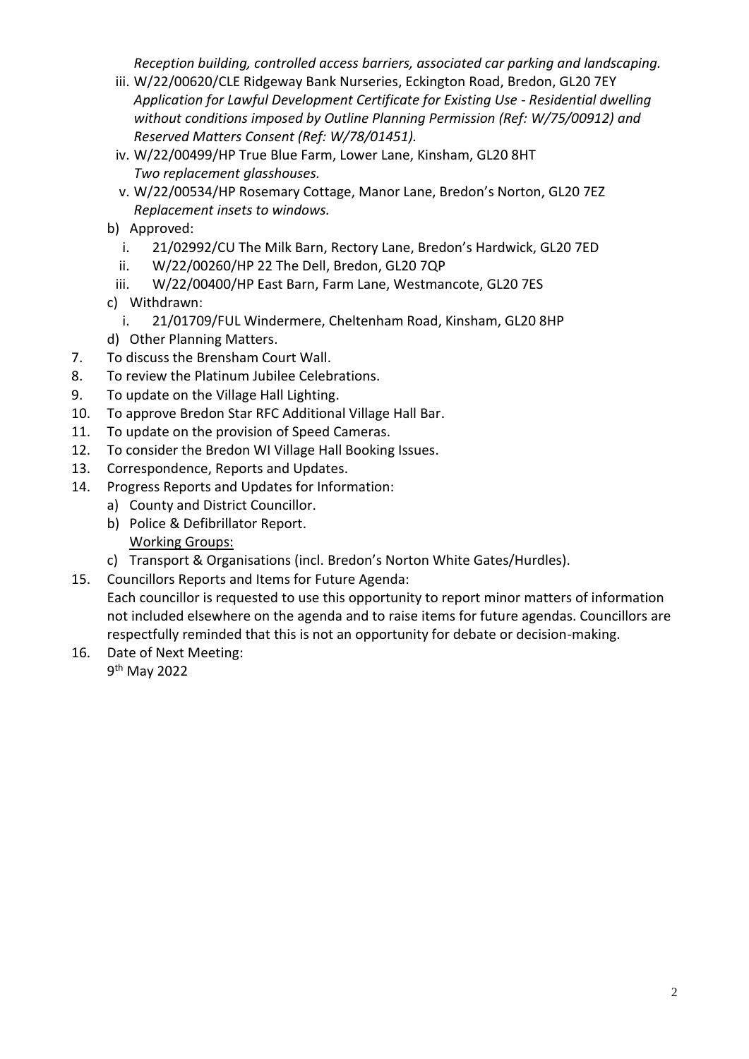*Reception building, controlled access barriers, associated car parking and landscaping.*

- iii. W/22/00620/CLE Ridgeway Bank Nurseries, Eckington Road, Bredon, GL20 7EY
  *Application for Lawful Development Certificate for Existing Use - Residential dwelling without conditions imposed by Outline Planning Permission (Ref: W/75/00912) and Reserved Matters Consent (Ref: W/78/01451).*
- iv. W/22/00499/HP True Blue Farm, Lower Lane, Kinsham, GL20 8HT
  *Two replacement glasshouses.*
- v. W/22/00534/HP Rosemary Cottage, Manor Lane, Bredon's Norton, GL20 7EZ
  *Replacement insets to windows.*

b) Approved:
- i. 21/02992/CU The Milk Barn, Rectory Lane, Bredon's Hardwick, GL20 7ED
- ii. W/22/00260/HP 22 The Dell, Bredon, GL20 7QP
- iii. W/22/00400/HP East Barn, Farm Lane, Westmancote, GL20 7ES

c) Withdrawn:
- i. 21/01709/FUL Windermere, Cheltenham Road, Kinsham, GL20 8HP

d) Other Planning Matters.

7. To discuss the Brensham Court Wall.
8. To review the Platinum Jubilee Celebrations.
9. To update on the Village Hall Lighting.
10. To approve Bredon Star RFC Additional Village Hall Bar.
11. To update on the provision of Speed Cameras.
12. To consider the Bredon WI Village Hall Booking Issues.
13. Correspondence, Reports and Updates.
14. Progress Reports and Updates for Information:
    a) County and District Councillor.
    b) Police & Defibrillator Report.
    Working Groups:
    c) Transport & Organisations (incl. Bredon's Norton White Gates/Hurdles).
15. Councillors Reports and Items for Future Agenda:
    Each councillor is requested to use this opportunity to report minor matters of information not included elsewhere on the agenda and to raise items for future agendas. Councillors are respectfully reminded that this is not an opportunity for debate or decision-making.
16. Date of Next Meeting:
    9th May 2022